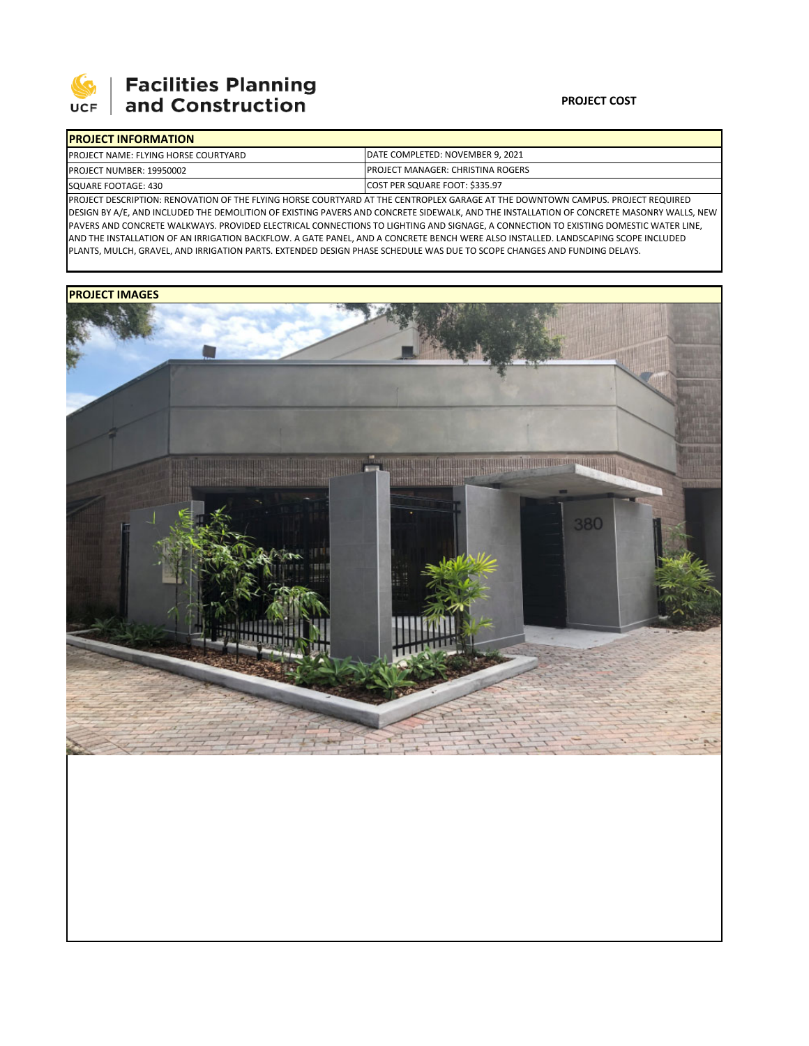# Facilities Planning and Construction

**PROJECT COST**

| PROJECT INFORMATION | |
|---|---|
| PROJECT NAME: FLYING HORSE COURTYARD | DATE COMPLETED: NOVEMBER 9, 2021 |
| PROJECT NUMBER: 19950002 | PROJECT MANAGER: CHRISTINA ROGERS |
| SQUARE FOOTAGE: 430 | COST PER SQUARE FOOT: $335.97 |

PROJECT DESCRIPTION: RENOVATION OF THE FLYING HORSE COURTYARD AT THE CENTROPLEX GARAGE AT THE DOWNTOWN CAMPUS. PROJECT REQUIRED DESIGN BY A/E, AND INCLUDED THE DEMOLITION OF EXISTING PAVERS AND CONCRETE SIDEWALK, AND THE INSTALLATION OF CONCRETE MASONRY WALLS, NEW PAVERS AND CONCRETE WALKWAYS. PROVIDED ELECTRICAL CONNECTIONS TO LIGHTING AND SIGNAGE, A CONNECTION TO EXISTING DOMESTIC WATER LINE, AND THE INSTALLATION OF AN IRRIGATION BACKFLOW. A GATE PANEL, AND A CONCRETE BENCH WERE ALSO INSTALLED. LANDSCAPING SCOPE INCLUDED PLANTS, MULCH, GRAVEL, AND IRRIGATION PARTS. EXTENDED DESIGN PHASE SCHEDULE WAS DUE TO SCOPE CHANGES AND FUNDING DELAYS.

**PROJECT IMAGES**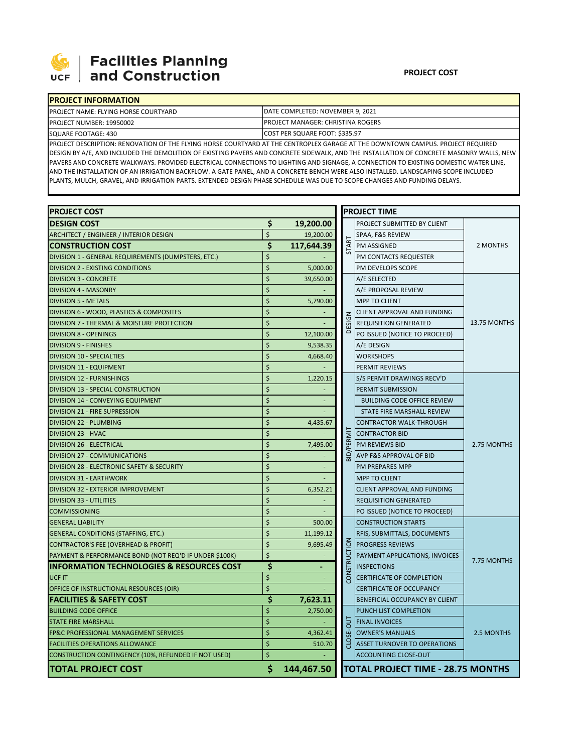**Facilities Planning and Construction**

**PROJECT COST**

| PROJECT INFORMATION | |
|---|---|
| PROJECT NAME: FLYING HORSE COURTYARD | DATE COMPLETED: NOVEMBER 9, 2021 |
| PROJECT NUMBER: 19950002 | PROJECT MANAGER: CHRISTINA ROGERS |
| SQUARE FOOTAGE: 430 | COST PER SQUARE FOOT: $335.97 |

PROJECT DESCRIPTION: RENOVATION OF THE FLYING HORSE COURTYARD AT THE CENTROPLEX GARAGE AT THE DOWNTOWN CAMPUS. PROJECT REQUIRED DESIGN BY A/E, AND INCLUDED THE DEMOLITION OF EXISTING PAVERS AND CONCRETE SIDEWALK, AND THE INSTALLATION OF CONCRETE MASONRY WALLS, NEW PAVERS AND CONCRETE WALKWAYS. PROVIDED ELECTRICAL CONNECTIONS TO LIGHTING AND SIGNAGE, A CONNECTION TO EXISTING DOMESTIC WATER LINE, AND THE INSTALLATION OF AN IRRIGATION BACKFLOW. A GATE PANEL, AND A CONCRETE BENCH WERE ALSO INSTALLED. LANDSCAPING SCOPE INCLUDED PLANTS, MULCH, GRAVEL, AND IRRIGATION PARTS. EXTENDED DESIGN PHASE SCHEDULE WAS DUE TO SCOPE CHANGES AND FUNDING DELAYS.

| PROJECT COST | |
|---|---|
| **DESIGN COST** | **$ 19,200.00** |
| ARCHITECT / ENGINEER / INTERIOR DESIGN | $ 19,200.00 |
| **CONSTRUCTION COST** | **$ 117,644.39** |
| DIVISION 1 - GENERAL REQUIREMENTS (DUMPSTERS, ETC.) | $ - |
| DIVISION 2 - EXISTING CONDITIONS | $ 5,000.00 |
| DIVISION 3 - CONCRETE | $ 39,650.00 |
| DIVISION 4 - MASONRY | $ - |
| DIVISION 5 - METALS | $ 5,790.00 |
| DIVISION 6 - WOOD, PLASTICS & COMPOSITES | $ - |
| DIVISION 7 - THERMAL & MOISTURE PROTECTION | $ - |
| DIVISION 8 - OPENINGS | $ 12,100.00 |
| DIVISION 9 - FINISHES | $ 9,538.35 |
| DIVISION 10 - SPECIALTIES | $ 4,668.40 |
| DIVISION 11 - EQUIPMENT | $ - |
| DIVISION 12 - FURNISHINGS | $ 1,220.15 |
| DIVISION 13 - SPECIAL CONSTRUCTION | $ - |
| DIVISION 14 - CONVEYING EQUIPMENT | $ - |
| DIVISION 21 - FIRE SUPRESSION | $ - |
| DIVISION 22 - PLUMBING | $ 4,435.67 |
| DIVISION 23 - HVAC | $ - |
| DIVISION 26 - ELECTRICAL | $ 7,495.00 |
| DIVISION 27 - COMMUNICATIONS | $ - |
| DIVISION 28 - ELECTRONIC SAFETY & SECURITY | $ - |
| DIVISION 31 - EARTHWORK | $ - |
| DIVISION 32 - EXTERIOR IMPROVEMENT | $ 6,352.21 |
| DIVISION 33 - UTILITIES | $ - |
| COMMISSIONING | $ - |
| GENERAL LIABILITY | $ 500.00 |
| GENERAL CONDITIONS (STAFFING, ETC.) | $ 11,199.12 |
| CONTRACTOR'S FEE (OVERHEAD & PROFIT) | $ 9,695.49 |
| PAYMENT & PERFORMANCE BOND (NOT REQ'D IF UNDER $100K) | $ - |
| **INFORMATION TECHNOLOGIES & RESOURCES COST** | **$ -** |
| UCF IT | $ - |
| OFFICE OF INSTRUCTIONAL RESOURCES (OIR) | $ - |
| **FACILITIES & SAFETY COST** | **$ 7,623.11** |
| BUILDING CODE OFFICE | $ 2,750.00 |
| STATE FIRE MARSHALL | $ - |
| FP&C PROFESSIONAL MANAGEMENT SERVICES | $ 4,362.41 |
| FACILITIES OPERATIONS ALLOWANCE | $ 510.70 |
| CONSTRUCTION CONTINGENCY (10%, REFUNDED IF NOT USED) | $ - |
| **TOTAL PROJECT COST** | **$ 144,467.50** |

| PROJECT TIME | | |
|---|---|---|
| START | PROJECT SUBMITTED BY CLIENT | 2 MONTHS |
| | SPAA, F&S REVIEW | |
| | PM ASSIGNED | |
| | PM CONTACTS REQUESTER | |
| | PM DEVELOPS SCOPE | |
| DESIGN | A/E SELECTED | 13.75 MONTHS |
| | A/E PROPOSAL REVIEW | |
| | MPP TO CLIENT | |
| | CLIENT APPROVAL AND FUNDING | |
| | REQUISITION GENERATED | |
| | PO ISSUED (NOTICE TO PROCEED) | |
| | A/E DESIGN | |
| | WORKSHOPS | |
| | PERMIT REVIEWS | |
| BID/PERMIT | S/S PERMIT DRAWINGS RECV'D | 2.75 MONTHS |
| | PERMIT SUBMISSION | |
| | BUILDING CODE OFFICE REVIEW | |
| | STATE FIRE MARSHALL REVIEW | |
| | CONTRACTOR WALK-THROUGH | |
| | CONTRACTOR BID | |
| | PM REVIEWS BID | |
| | AVP F&S APPROVAL OF BID | |
| | PM PREPARES MPP | |
| | MPP TO CLIENT | |
| | CLIENT APPROVAL AND FUNDING | |
| | REQUISITION GENERATED | |
| | PO ISSUED (NOTICE TO PROCEED) | |
| CONSTRUCTION | CONSTRUCTION STARTS | 7.75 MONTHS |
| | RFIS, SUBMITTALS, DOCUMENTS | |
| | PROGRESS REVIEWS | |
| | PAYMENT APPLICATIONS, INVOICES | |
| | INSPECTIONS | |
| | CERTIFICATE OF COMPLETION | |
| | CERTIFICATE OF OCCUPANCY | |
| | BENEFICIAL OCCUPANCY BY CLIENT | |
| CLOSE-OUT | PUNCH LIST COMPLETION | 2.5 MONTHS |
| | FINAL INVOICES | |
| | OWNER'S MANUALS | |
| | ASSET TURNOVER TO OPERATIONS | |
| | ACCOUNTING CLOSE-OUT | |
| **TOTAL PROJECT TIME - 28.75 MONTHS** | | |